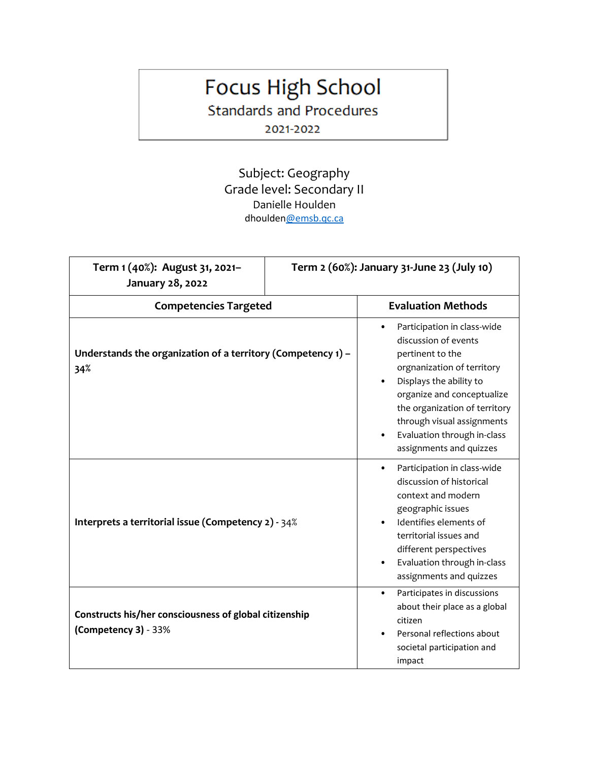# Focus High School

## Standards and Procedures

2021-2022

Subject: Geography
Grade level: Secondary II
Danielle Houlden
dhoulden@emsb.qc.ca

| Term 1 (40%): August 31, 2021–January 28, 2022 | Term 2 (60%): January 31-June 23 (July 10) |
|---|---|
| **Competencies Targeted** | **Evaluation Methods** |
| **Understands the organization of a territory (Competency 1) – 34%** | • Participation in class-wide discussion of events pertinent to the orgnanization of territory<br>• Displays the ability to organize and conceptualize the organization of territory through visual assignments<br>• Evaluation through in-class assignments and quizzes |
| **Interprets a territorial issue (Competency 2)** - 34% | • Participation in class-wide discussion of historical context and modern geographic issues<br>• Identifies elements of territorial issues and different perspectives<br>• Evaluation through in-class assignments and quizzes |
| **Constructs his/her consciousness of global citizenship (Competency 3)** - 33% | • Participates in discussions about their place as a global citizen<br>• Personal reflections about societal participation and impact |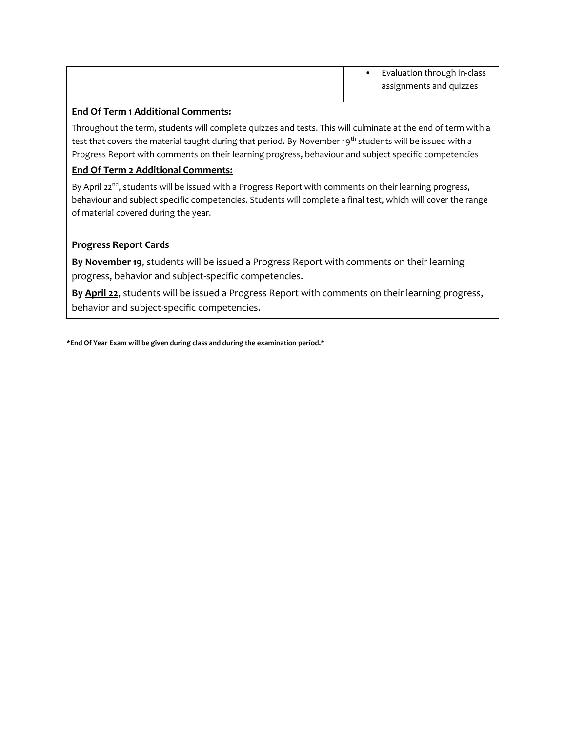| | |
|---|---|
| | • Evaluation through in-class assignments and quizzes |

**End Of Term 1 Additional Comments:**

Throughout the term, students will complete quizzes and tests. This will culminate at the end of term with a test that covers the material taught during that period. By November 19th students will be issued with a Progress Report with comments on their learning progress, behaviour and subject specific competencies

**End Of Term 2 Additional Comments:**

By April 22nd, students will be issued with a Progress Report with comments on their learning progress, behaviour and subject specific competencies. Students will complete a final test, which will cover the range of material covered during the year.

**Progress Report Cards**

**By November 19**, students will be issued a Progress Report with comments on their learning progress, behavior and subject-specific competencies.

**By April 22**, students will be issued a Progress Report with comments on their learning progress, behavior and subject-specific competencies.

***End Of Year Exam will be given during class and during the examination period.***